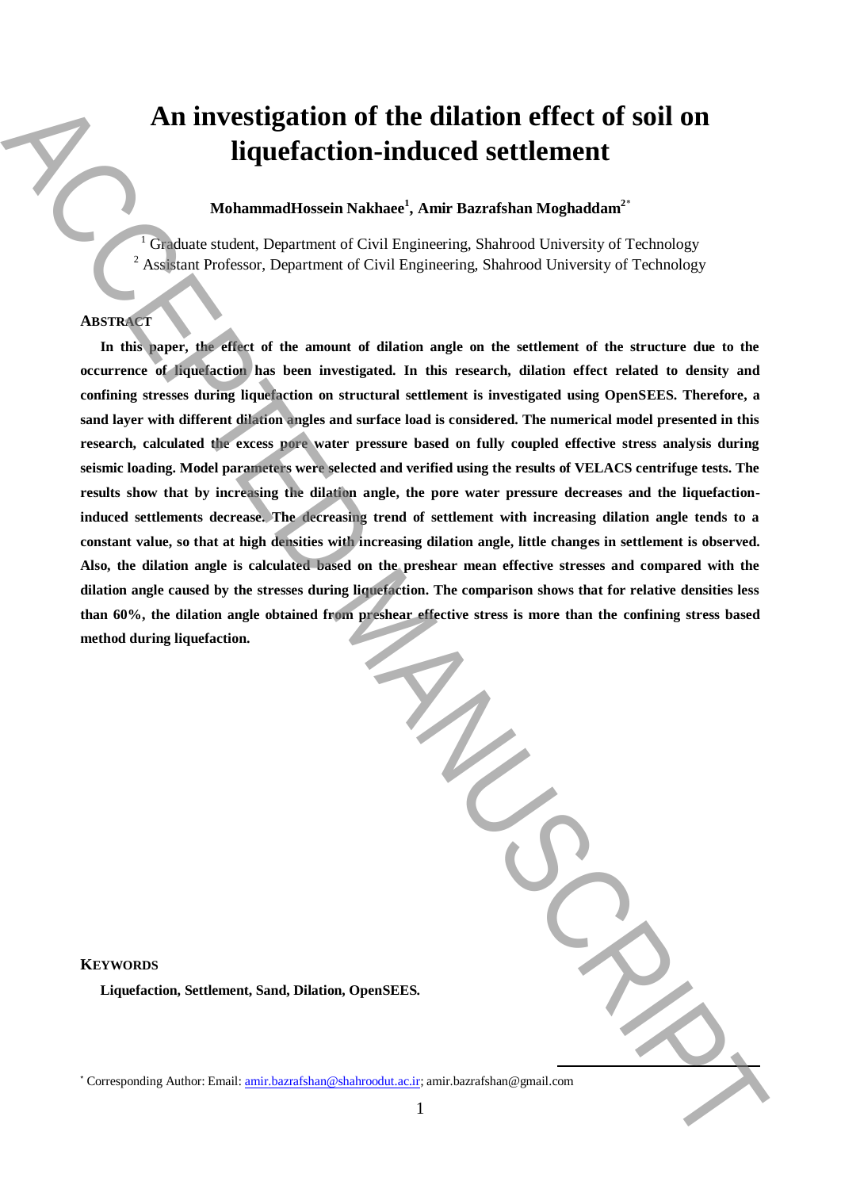# An investigation of the dilation effect of soil on liquefaction-induced settlement

**MohammadHossein Nakhaee[1], Amir Bazrafshan Moghaddam[2*]**

[1] Graduate student, Department of Civil Engineering, Shahrood University of Technology
[2] Assistant Professor, Department of Civil Engineering, Shahrood University of Technology

## ABSTRACT

**In this paper, the effect of the amount of dilation angle on the settlement of the structure due to the occurrence of liquefaction has been investigated. In this research, dilation effect related to density and confining stresses during liquefaction on structural settlement is investigated using OpenSEES. Therefore, a sand layer with different dilation angles and surface load is considered. The numerical model presented in this research, calculated the excess pore water pressure based on fully coupled effective stress analysis during seismic loading. Model parameters were selected and verified using the results of VELACS centrifuge tests. The results show that by increasing the dilation angle, the pore water pressure decreases and the liquefaction-induced settlements decrease. The decreasing trend of settlement with increasing dilation angle tends to a constant value, so that at high densities with increasing dilation angle, little changes in settlement is observed. Also, the dilation angle is calculated based on the preshear mean effective stresses and compared with the dilation angle caused by the stresses during liquefaction. The comparison shows that for relative densities less than 60%, the dilation angle obtained from preshear effective stress is more than the confining stress based method during liquefaction.**

## KEYWORDS

**Liquefaction, Settlement, Sand, Dilation, OpenSEES.**

[*] Corresponding Author: Email: amir.bazrafshan@shahroodut.ac.ir; amir.bazrafshan@gmail.com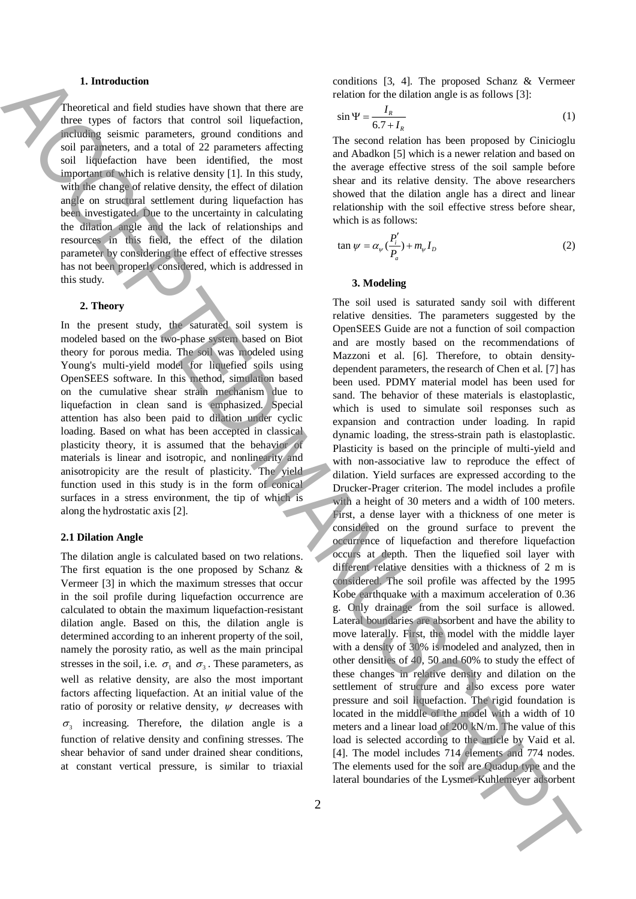## 1. Introduction

Theoretical and field studies have shown that there are three types of factors that control soil liquefaction, including seismic parameters, ground conditions and soil parameters, and a total of 22 parameters affecting soil liquefaction have been identified, the most important of which is relative density [1]. In this study, with the change of relative density, the effect of dilation angle on structural settlement during liquefaction has been investigated. Due to the uncertainty in calculating the dilation angle and the lack of relationships and resources in this field, the effect of the dilation parameter by considering the effect of effective stresses has not been properly considered, which is addressed in this study.

## 2. Theory

In the present study, the saturated soil system is modeled based on the two-phase system based on Biot theory for porous media. The soil was modeled using Young's multi-yield model for liquefied soils using OpenSEES software. In this method, simulation based on the cumulative shear strain mechanism due to liquefaction in clean sand is emphasized. Special attention has also been paid to dilation under cyclic loading. Based on what has been accepted in classical plasticity theory, it is assumed that the behavior of materials is linear and isotropic, and nonlinearity and anisotropicity are the result of plasticity. The yield function used in this study is in the form of conical surfaces in a stress environment, the tip of which is along the hydrostatic axis [2].

### 2.1 Dilation Angle

The dilation angle is calculated based on two relations. The first equation is the one proposed by Schanz & Vermeer [3] in which the maximum stresses that occur in the soil profile during liquefaction occurrence are calculated to obtain the maximum liquefaction-resistant dilation angle. Based on this, the dilation angle is determined according to an inherent property of the soil, namely the porosity ratio, as well as the main principal stresses in the soil, i.e. $\sigma_1$ and $\sigma_3$. These parameters, as well as relative density, are also the most important factors affecting liquefaction. At an initial value of the ratio of porosity or relative density, $\psi$ decreases with $\sigma_3$ increasing. Therefore, the dilation angle is a function of relative density and confining stresses. The shear behavior of sand under drained shear conditions, at constant vertical pressure, is similar to triaxial conditions [3, 4]. The proposed Schanz & Vermeer relation for the dilation angle is as follows [3]:

$$\sin \Psi = \frac{I_R}{6.7 + I_R} \tag{1}$$

The second relation has been proposed by Cinicioglu and Abadkon [5] which is a newer relation and based on the average effective stress of the soil sample before shear and its relative density. The above researchers showed that the dilation angle has a direct and linear relationship with the soil effective stress before shear, which is as follows:

$$\tan \psi = \alpha_\psi \left(\frac{P_i'}{P_a}\right) + m_\psi I_D \tag{2}$$

## 3. Modeling

The soil used is saturated sandy soil with different relative densities. The parameters suggested by the OpenSEES Guide are not a function of soil compaction and are mostly based on the recommendations of Mazzoni et al. [6]. Therefore, to obtain density-dependent parameters, the research of Chen et al. [7] has been used. PDMY material model has been used for sand. The behavior of these materials is elastoplastic, which is used to simulate soil responses such as expansion and contraction under loading. In rapid dynamic loading, the stress-strain path is elastoplastic. Plasticity is based on the principle of multi-yield and with non-associative law to reproduce the effect of dilation. Yield surfaces are expressed according to the Drucker-Prager criterion. The model includes a profile with a height of 30 meters and a width of 100 meters. First, a dense layer with a thickness of one meter is considered on the ground surface to prevent the occurrence of liquefaction and therefore liquefaction occurs at depth. Then the liquefied soil layer with different relative densities with a thickness of 2 m is considered. The soil profile was affected by the 1995 Kobe earthquake with a maximum acceleration of 0.36 g. Only drainage from the soil surface is allowed. Lateral boundaries are absorbent and have the ability to move laterally. First, the model with the middle layer with a density of 30% is modeled and analyzed, then in other densities of 40, 50 and 60% to study the effect of these changes in relative density and dilation on the settlement of structure and also excess pore water pressure and soil liquefaction. The rigid foundation is located in the middle of the model with a width of 10 meters and a linear load of 200 kN/m. The value of this load is selected according to the article by Vaid et al. [4]. The model includes 714 elements and 774 nodes. The elements used for the soil are Quadup type and the lateral boundaries of the Lysmer-Kuhlemeyer adsorbent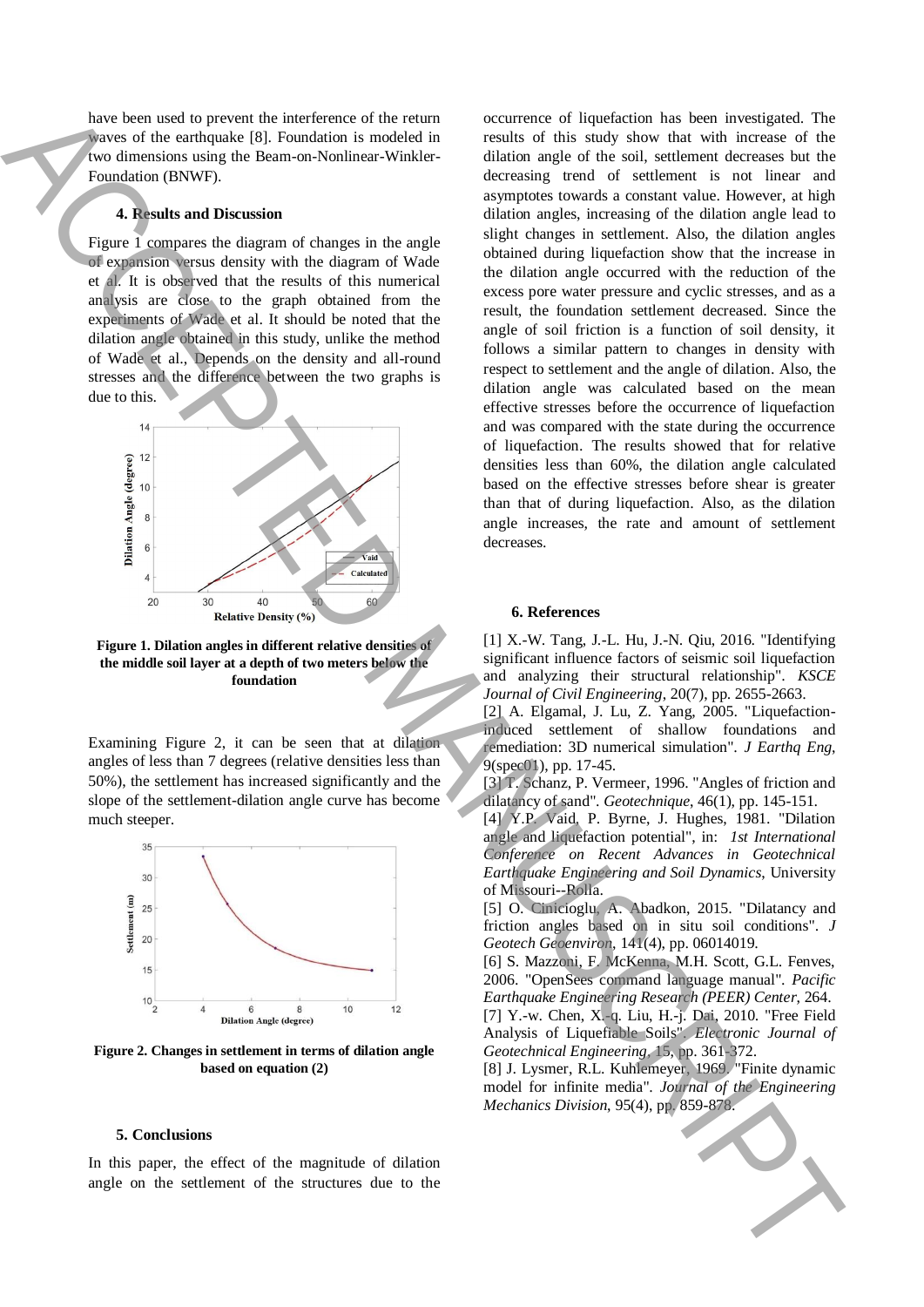have been used to prevent the interference of the return waves of the earthquake [8]. Foundation is modeled in two dimensions using the Beam-on-Nonlinear-Winkler-Foundation (BNWF).

## 4. Results and Discussion

Figure 1 compares the diagram of changes in the angle of expansion versus density with the diagram of Wade et al. It is observed that the results of this numerical analysis are close to the graph obtained from the experiments of Wade et al. It should be noted that the dilation angle obtained in this study, unlike the method of Wade et al., Depends on the density and all-round stresses and the difference between the two graphs is due to this.

Dilation Angle (degree)
14
12
10
8
6
4
20
30
40
50
60
Relative Density (%)
Vaid
Calculated

**Figure 1. Dilation angles in different relative densities of the middle soil layer at a depth of two meters below the foundation**

Examining Figure 2, it can be seen that at dilation angles of less than 7 degrees (relative densities less than 50%), the settlement has increased significantly and the slope of the settlement-dilation angle curve has become much steeper.

Settlement (m)
35
30
25
20
15
10
2
4
6
8
10
12
Dilation Angle (degree)

**Figure 2. Changes in settlement in terms of dilation angle based on equation (2)**

## 5. Conclusions

In this paper, the effect of the magnitude of dilation angle on the settlement of the structures due to the occurrence of liquefaction has been investigated. The results of this study show that with increase of the dilation angle of the soil, settlement decreases but the decreasing trend of settlement is not linear and asymptotes towards a constant value. However, at high dilation angles, increasing of the dilation angle lead to slight changes in settlement. Also, the dilation angles obtained during liquefaction show that the increase in the dilation angle occurred with the reduction of the excess pore water pressure and cyclic stresses, and as a result, the foundation settlement decreased. Since the angle of soil friction is a function of soil density, it follows a similar pattern to changes in density with respect to settlement and the angle of dilation. Also, the dilation angle was calculated based on the mean effective stresses before the occurrence of liquefaction and was compared with the state during the occurrence of liquefaction. The results showed that for relative densities less than 60%, the dilation angle calculated based on the effective stresses before shear is greater than that of during liquefaction. Also, as the dilation angle increases, the rate and amount of settlement decreases.

## 6. References

[1] X.-W. Tang, J.-L. Hu, J.-N. Qiu, 2016. "Identifying significant influence factors of seismic soil liquefaction and analyzing their structural relationship". *KSCE Journal of Civil Engineering*, 20(7), pp. 2655-2663.

[2] A. Elgamal, J. Lu, Z. Yang, 2005. "Liquefaction-induced settlement of shallow foundations and remediation: 3D numerical simulation". *J Earthq Eng*, 9(spec01), pp. 17-45.

[3] T. Schanz, P. Vermeer, 1996. "Angles of friction and dilatancy of sand". *Geotechnique*, 46(1), pp. 145-151.

[4] Y.P. Vaid, P. Byrne, J. Hughes, 1981. "Dilation angle and liquefaction potential", in: *1st International Conference on Recent Advances in Geotechnical Earthquake Engineering and Soil Dynamics*, University of Missouri--Rolla.

[5] O. Cinicioglu, A. Abadkon, 2015. "Dilatancy and friction angles based on in situ soil conditions". *J Geotech Geoenviron*, 141(4), pp. 06014019.

[6] S. Mazzoni, F. McKenna, M.H. Scott, G.L. Fenves, 2006. "OpenSees command language manual". *Pacific Earthquake Engineering Research (PEER) Center*, 264.

[7] Y.-w. Chen, X.-q. Liu, H.-j. Dai, 2010. "Free Field Analysis of Liquefiable Soils". *Electronic Journal of Geotechnical Engineering*, 15, pp. 361-372.

[8] J. Lysmer, R.L. Kuhlemeyer, 1969. "Finite dynamic model for infinite media". *Journal of the Engineering Mechanics Division*, 95(4), pp. 859-878.